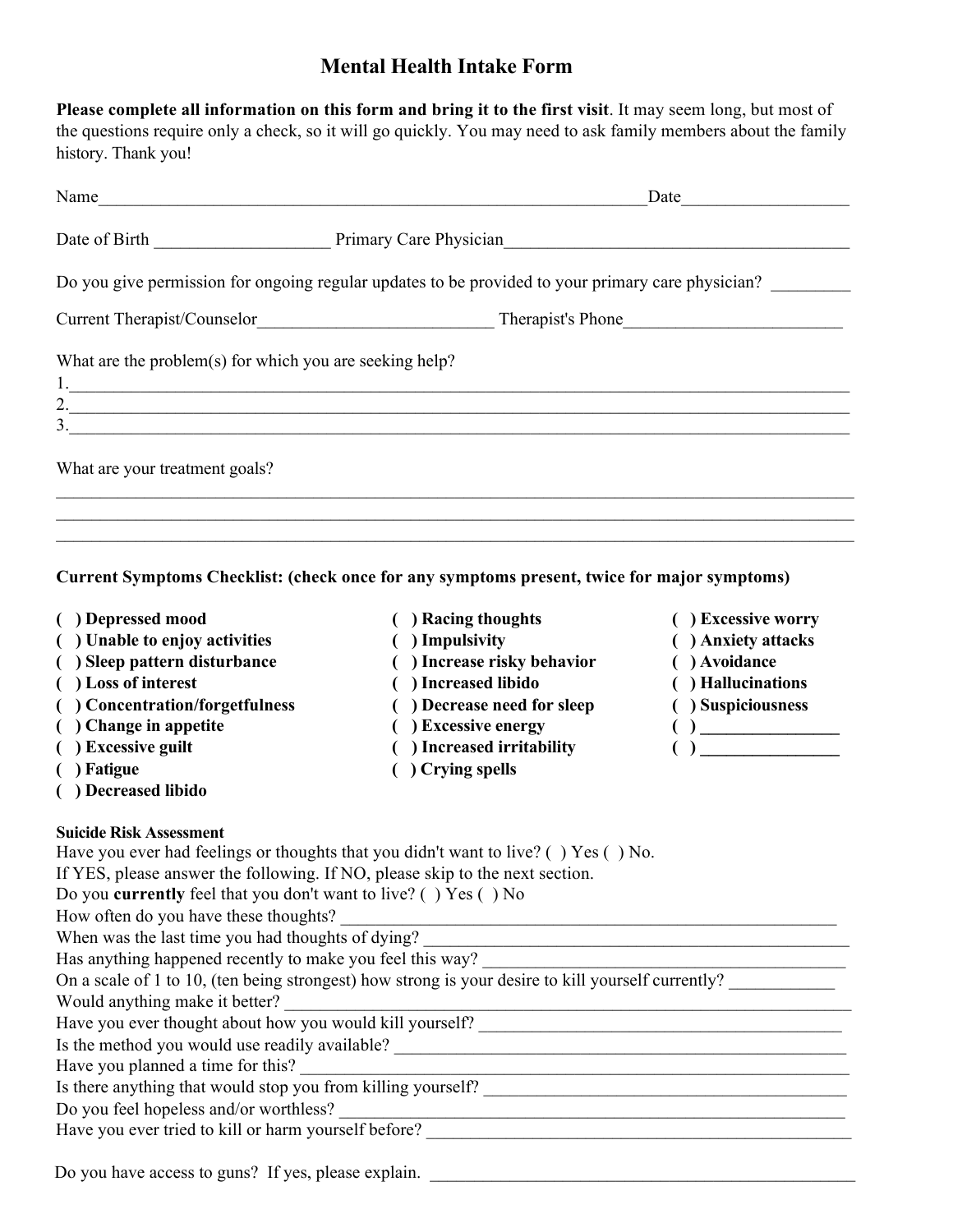# Mental Health Intake Form

**Please complete all information on this form and bring it to the first visit**. It may seem long, but most of the questions require only a check, so it will go quickly. You may need to ask family members about the family history. Thank you!

Name_________________________________________________________________Date___________________

Date of Birth ____________________ Primary Care Physician_________________________________________

Do you give permission for ongoing regular updates to be provided to your primary care physician? _________

Current Therapist/Counselor___________________________ Therapist's Phone_________________________

What are the problem(s) for which you are seeking help?
1.____________________________________________________________________________________________
2.____________________________________________________________________________________________
3.____________________________________________________________________________________________

What are your treatment goals?
______________________________________________________________________________________________
______________________________________________________________________________________________
______________________________________________________________________________________________

**Current Symptoms Checklist: (check once for any symptoms present, twice for major symptoms)**

**( ) Depressed mood**
**( ) Unable to enjoy activities**
**( ) Sleep pattern disturbance**
**( ) Loss of interest**
**( ) Concentration/forgetfulness**
**( ) Change in appetite**
**( ) Excessive guilt**
**( ) Fatigue**
**( ) Decreased libido**
**( ) Racing thoughts**
**( ) Impulsivity**
**( ) Increase risky behavior**
**( ) Increased libido**
**( ) Decrease need for sleep**
**( ) Excessive energy**
**( ) Increased irritability**
**( ) Crying spells**
**( ) Excessive worry**
**( ) Anxiety attacks**
**( ) Avoidance**
**( ) Hallucinations**
**( ) Suspiciousness**
**( ) ________________**
**( ) ________________**

**Suicide Risk Assessment**

Have you ever had feelings or thoughts that you didn't want to live? ( ) Yes ( ) No.
If YES, please answer the following. If NO, please skip to the next section.
Do you **currently** feel that you don't want to live? ( ) Yes ( ) No
How often do you have these thoughts? ________________________________________________________
When was the last time you had thoughts of dying? ______________________________________________
Has anything happened recently to make you feel this way? _______________________________________
On a scale of 1 to 10, (ten being strongest) how strong is your desire to kill yourself currently? ____________
Would anything make it better? ______________________________________________________________
Have you ever thought about how you would kill yourself? _________________________________________
Is the method you would use readily available? __________________________________________________
Have you planned a time for this? _____________________________________________________________
Is there anything that would stop you from killing yourself? ________________________________________
Do you feel hopeless and/or worthless? ________________________________________________________
Have you ever tried to kill or harm yourself before? _______________________________________________

Do you have access to guns? If yes, please explain. ______________________________________________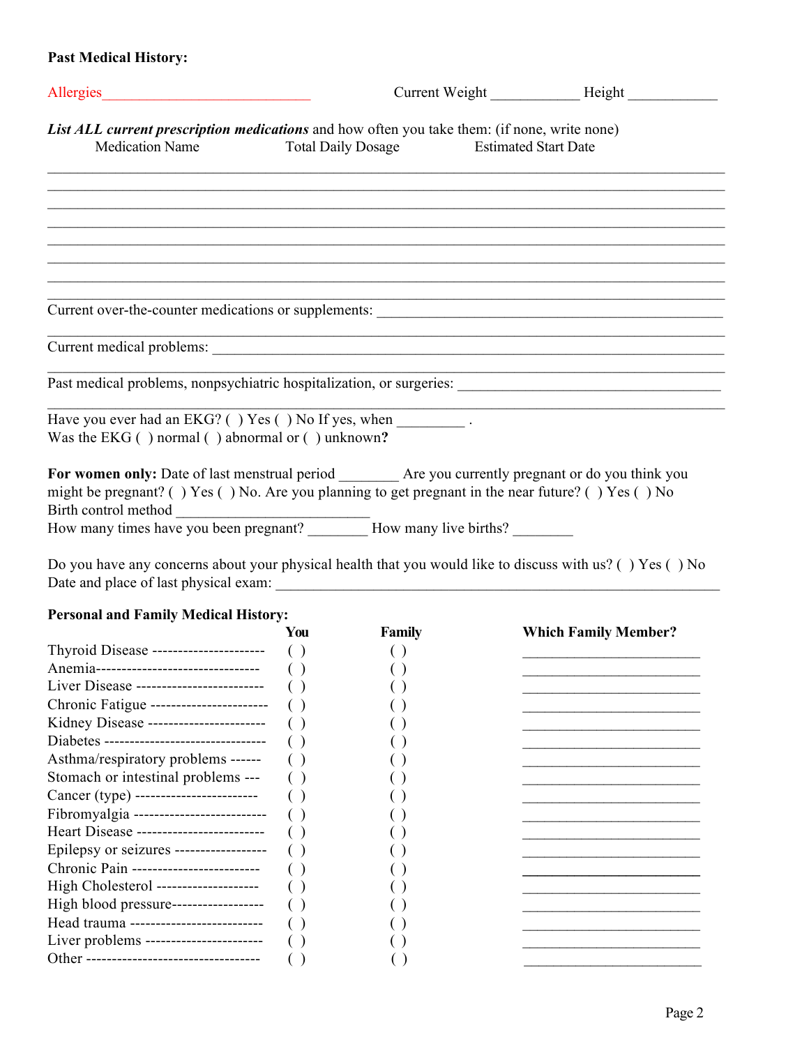**Past Medical History:**

Allergies_____________________________ Current Weight ____________ Height ____________

***List ALL current prescription medications*** and how often you take them: (if none, write none)

Medication Name Total Daily Dosage Estimated Start Date

_______________________________________________________________________________

_______________________________________________________________________________

_______________________________________________________________________________

_______________________________________________________________________________

_______________________________________________________________________________

_______________________________________________________________________________

_______________________________________________________________________________

_______________________________________________________________________________

Current over-the-counter medications or supplements: ______________________________________________

_______________________________________________________________________________

Current medical problems: __________________________________________________________________

_______________________________________________________________________________

Past medical problems, nonpsychiatric hospitalization, or surgeries: ___________________________________

_______________________________________________________________________________

Have you ever had an EKG? ( ) Yes ( ) No If yes, when _________ .
Was the EKG ( ) normal ( ) abnormal or ( ) unknown**?**

**For women only:** Date of last menstrual period ________ Are you currently pregnant or do you think you might be pregnant? ( ) Yes ( ) No. Are you planning to get pregnant in the near future? ( ) Yes ( ) No
Birth control method ___________________________
How many times have you been pregnant? ________ How many live births? ________

Do you have any concerns about your physical health that you would like to discuss with us? ( ) Yes ( ) No
Date and place of last physical exam: ______________________________________________________________

**Personal and Family Medical History:**

| | **You** | **Family** | **Which Family Member?** |
|---|---|---|---|
| Thyroid Disease | ( ) | ( ) | ________________________ |
| Anemia | ( ) | ( ) | ________________________ |
| Liver Disease | ( ) | ( ) | ________________________ |
| Chronic Fatigue | ( ) | ( ) | ________________________ |
| Kidney Disease | ( ) | ( ) | ________________________ |
| Diabetes | ( ) | ( ) | ________________________ |
| Asthma/respiratory problems | ( ) | ( ) | ________________________ |
| Stomach or intestinal problems | ( ) | ( ) | ________________________ |
| Cancer (type) | ( ) | ( ) | ________________________ |
| Fibromyalgia | ( ) | ( ) | ________________________ |
| Heart Disease | ( ) | ( ) | ________________________ |
| Epilepsy or seizures | ( ) | ( ) | ________________________ |
| Chronic Pain | ( ) | ( ) | ________________________ |
| High Cholesterol | ( ) | ( ) | ________________________ |
| High blood pressure | ( ) | ( ) | ________________________ |
| Head trauma | ( ) | ( ) | ________________________ |
| Liver problems | ( ) | ( ) | ________________________ |
| Other | ( ) | ( ) | ________________________ |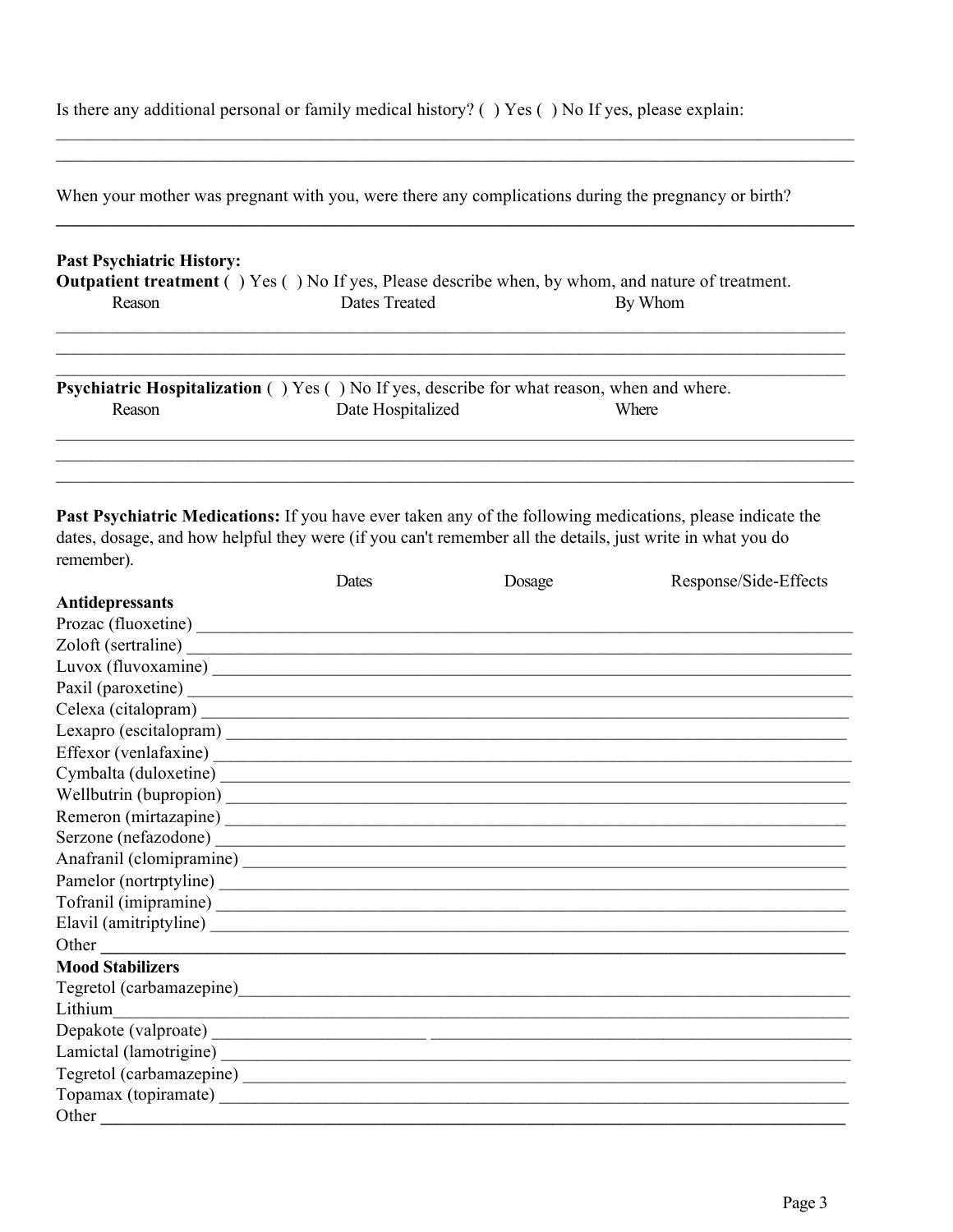Is there any additional personal or family medical history? ( ) Yes ( ) No If yes, please explain:

______________________________________________________________________________

______________________________________________________________________________

When your mother was pregnant with you, were there any complications during the pregnancy or birth?

______________________________________________________________________________

**Past Psychiatric History:**

**Outpatient treatment** ( ) Yes ( ) No If yes, Please describe when, by whom, and nature of treatment.

| Reason | Dates Treated | By Whom |
|---|---|---|
| | | |
| | | |
| | | |

**Psychiatric Hospitalization** ( ) Yes ( ) No If yes, describe for what reason, when and where.

| Reason | Date Hospitalized | Where |
|---|---|---|
| | | |
| | | |
| | | |

**Past Psychiatric Medications:** If you have ever taken any of the following medications, please indicate the dates, dosage, and how helpful they were (if you can't remember all the details, just write in what you do remember).

| | Dates | Dosage | Response/Side-Effects |
|---|---|---|---|
| **Antidepressants** | | | |
| Prozac (fluoxetine) | | | |
| Zoloft (sertraline) | | | |
| Luvox (fluvoxamine) | | | |
| Paxil (paroxetine) | | | |
| Celexa (citalopram) | | | |
| Lexapro (escitalopram) | | | |
| Effexor (venlafaxine) | | | |
| Cymbalta (duloxetine) | | | |
| Wellbutrin (bupropion) | | | |
| Remeron (mirtazapine) | | | |
| Serzone (nefazodone) | | | |
| Anafranil (clomipramine) | | | |
| Pamelor (nortrptyline) | | | |
| Tofranil (imipramine) | | | |
| Elavil (amitriptyline) | | | |
| Other | | | |
| **Mood Stabilizers** | | | |
| Tegretol (carbamazepine) | | | |
| Lithium | | | |
| Depakote (valproate) | | | |
| Lamictal (lamotrigine) | | | |
| Tegretol (carbamazepine) | | | |
| Topamax (topiramate) | | | |
| Other | | | |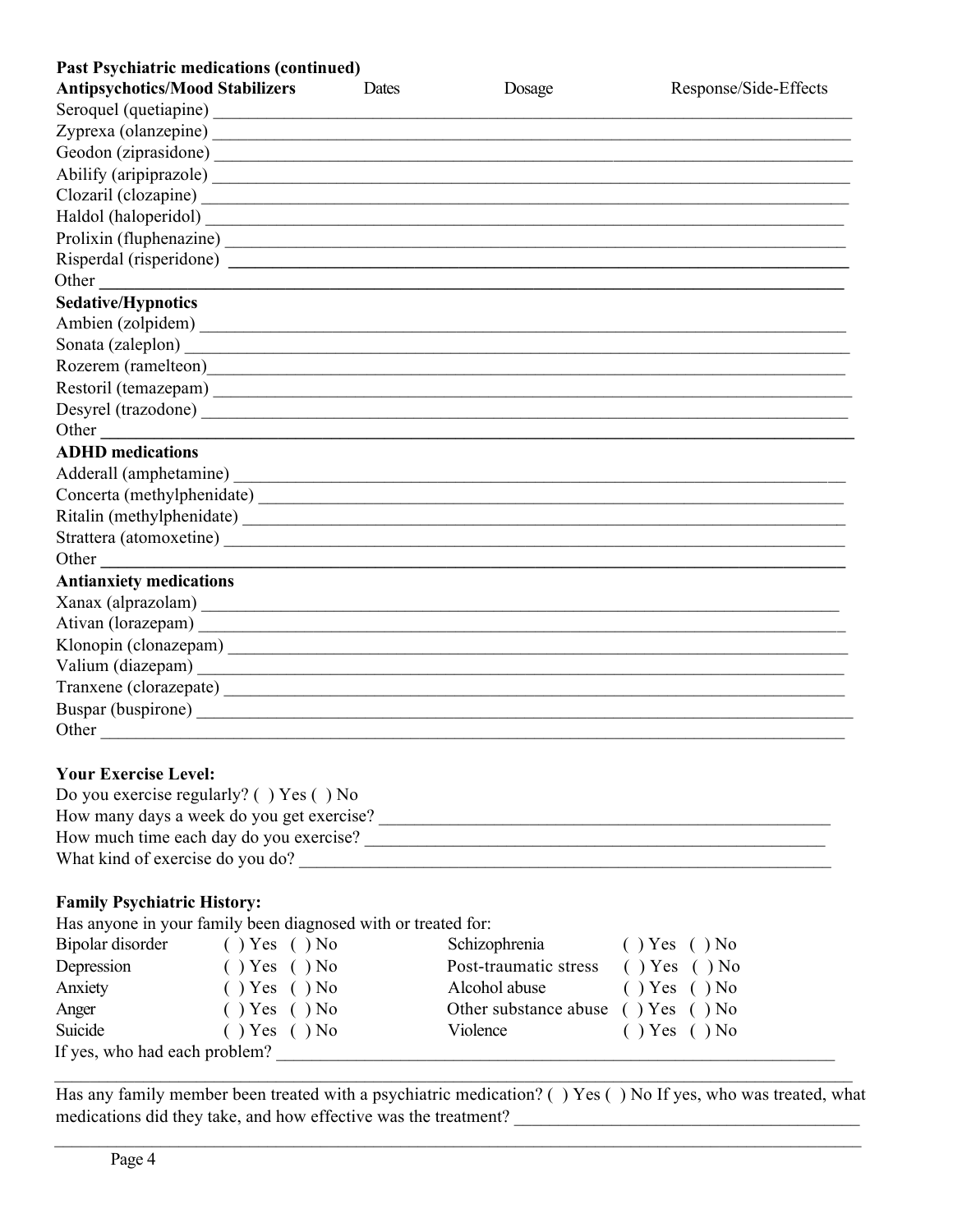**Past Psychiatric medications (continued)**

| Antipsychotics/Mood Stabilizers | Dates | Dosage | Response/Side-Effects |
|---|---|---|---|
| Seroquel (quetiapine) | | | |
| Zyprexa (olanzepine) | | | |
| Geodon (ziprasidone) | | | |
| Abilify (aripiprazole) | | | |
| Clozaril (clozapine) | | | |
| Haldol (haloperidol) | | | |
| Prolixin (fluphenazine) | | | |
| Risperdal (risperidone) | | | |
| Other | | | |

**Sedative/Hypnotics**

Ambien (zolpidem) ___

Sonata (zaleplon) ___

Rozerem (ramelteon) ___

Restoril (temazepam) ___

Desyrel (trazodone) ___

Other ___

**ADHD medications**

Adderall (amphetamine) ___

Concerta (methylphenidate) ___

Ritalin (methylphenidate) ___

Strattera (atomoxetine) ___

Other ___

**Antianxiety medications**

Xanax (alprazolam) ___

Ativan (lorazepam) ___

Klonopin (clonazepam) ___

Valium (diazepam) ___

Tranxene (clorazepate) ___

Buspar (buspirone) ___

Other ___

**Your Exercise Level:**

Do you exercise regularly? ( ) Yes ( ) No

How many days a week do you get exercise? ___

How much time each day do you exercise? ___

What kind of exercise do you do? ___

**Family Psychiatric History:**

Has anyone in your family been diagnosed with or treated for:

| | | | |
|---|---|---|---|
| Bipolar disorder | ( ) Yes ( ) No | Schizophrenia | ( ) Yes ( ) No |
| Depression | ( ) Yes ( ) No | Post-traumatic stress | ( ) Yes ( ) No |
| Anxiety | ( ) Yes ( ) No | Alcohol abuse | ( ) Yes ( ) No |
| Anger | ( ) Yes ( ) No | Other substance abuse | ( ) Yes ( ) No |
| Suicide | ( ) Yes ( ) No | Violence | ( ) Yes ( ) No |

If yes, who had each problem? ___

___

Has any family member been treated with a psychiatric medication? ( ) Yes ( ) No If yes, who was treated, what medications did they take, and how effective was the treatment? ___

___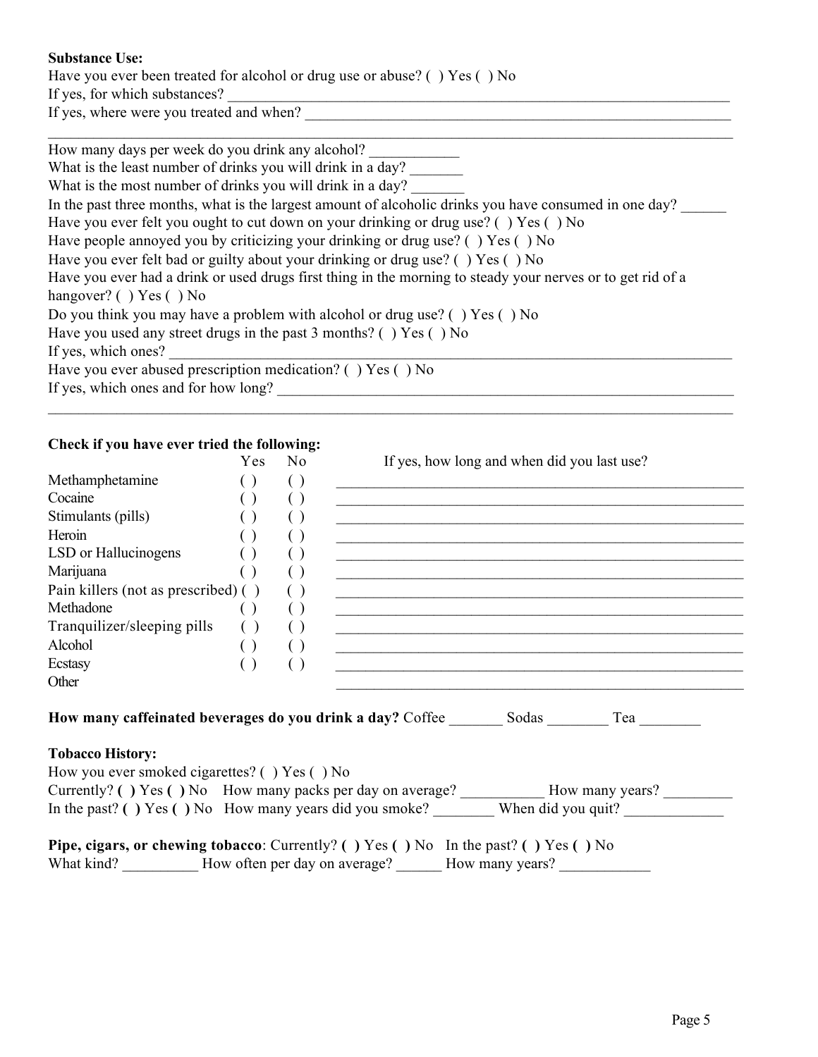**Substance Use:**

Have you ever been treated for alcohol or drug use or abuse? ( ) Yes ( ) No

If yes, for which substances? ___________________________________________________________________

If yes, where were you treated and when? ___________________________________________________________

___________________________________________________________________________________________

How many days per week do you drink any alcohol? ____________

What is the least number of drinks you will drink in a day? _______

What is the most number of drinks you will drink in a day? _______

In the past three months, what is the largest amount of alcoholic drinks you have consumed in one day? ______

Have you ever felt you ought to cut down on your drinking or drug use? ( ) Yes ( ) No

Have people annoyed you by criticizing your drinking or drug use? ( ) Yes ( ) No

Have you ever felt bad or guilty about your drinking or drug use? ( ) Yes ( ) No

Have you ever had a drink or used drugs first thing in the morning to steady your nerves or to get rid of a hangover? ( ) Yes ( ) No

Do you think you may have a problem with alcohol or drug use? ( ) Yes ( ) No

Have you used any street drugs in the past 3 months? ( ) Yes ( ) No

If yes, which ones? _____________________________________________________________________________

Have you ever abused prescription medication? ( ) Yes ( ) No

If yes, which ones and for how long? _______________________________________________________________

___________________________________________________________________________________________

**Check if you have ever tried the following:**

| | Yes | No | If yes, how long and when did you last use? |
|---|---|---|---|
| Methamphetamine | ( ) | ( ) | ____________________________________ |
| Cocaine | ( ) | ( ) | ____________________________________ |
| Stimulants (pills) | ( ) | ( ) | ____________________________________ |
| Heroin | ( ) | ( ) | ____________________________________ |
| LSD or Hallucinogens | ( ) | ( ) | ____________________________________ |
| Marijuana | ( ) | ( ) | ____________________________________ |
| Pain killers (not as prescribed) | ( ) | ( ) | ____________________________________ |
| Methadone | ( ) | ( ) | ____________________________________ |
| Tranquilizer/sleeping pills | ( ) | ( ) | ____________________________________ |
| Alcohol | ( ) | ( ) | ____________________________________ |
| Ecstasy | ( ) | ( ) | ____________________________________ |
| Other | | | ____________________________________ |

**How many caffeinated beverages do you drink a day?** Coffee _______ Sodas ________ Tea ________

**Tobacco History:**

How you ever smoked cigarettes? ( ) Yes ( ) No

Currently? **( )** Yes **( )** No How many packs per day on average? ___________ How many years? _________

In the past? **( )** Yes **( )** No How many years did you smoke? ________ When did you quit? _____________

**Pipe, cigars, or chewing tobacco**: Currently? **( )** Yes **( )** No In the past? **( )** Yes **( )** No

What kind? __________ How often per day on average? ______ How many years? ____________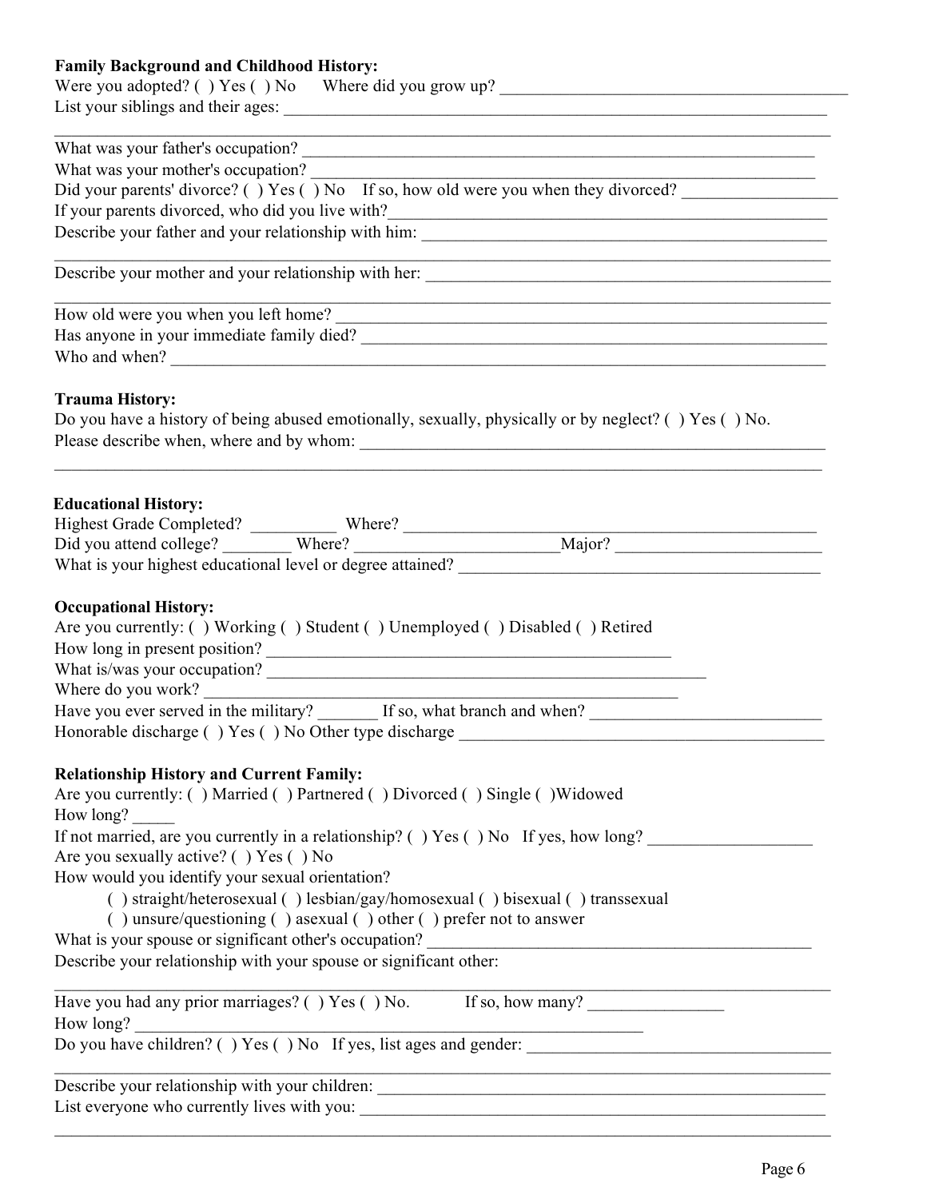**Family Background and Childhood History:**

Were you adopted? ( ) Yes ( ) No Where did you grow up? ________________________________________

List your siblings and their ages: ________________________________________________________________

_____________________________________________________________________________________________

What was your father's occupation? ______________________________________________________________

What was your mother's occupation? _____________________________________________________________

Did your parents' divorce? ( ) Yes ( ) No If so, how old were you when they divorced? _________________

If your parents divorced, who did you live with?___________________________________________________

Describe your father and your relationship with him: _______________________________________________

_____________________________________________________________________________________________

Describe your mother and your relationship with her: ______________________________________________

_____________________________________________________________________________________________

How old were you when you left home? __________________________________________________________

Has anyone in your immediate family died? _______________________________________________________

Who and when? _____________________________________________________________________________

**Trauma History:**

Do you have a history of being abused emotionally, sexually, physically or by neglect? ( ) Yes ( ) No.

Please describe when, where and by whom: _________________________________________________________

_____________________________________________________________________________________________

**Educational History:**

Highest Grade Completed? __________ Where? ____________________________________________________

Did you attend college? ________ Where? ________________________Major? ________________________

What is your highest educational level or degree attained? ____________________________________________

**Occupational History:**

Are you currently: ( ) Working ( ) Student ( ) Unemployed ( ) Disabled ( ) Retired

How long in present position? __________________________________________________

What is/was your occupation? ________________________________________________________

Where do you work? ________________________________________________________________

Have you ever served in the military? _______ If so, what branch and when? __________________________

Honorable discharge ( ) Yes ( ) No Other type discharge ____________________________________________

**Relationship History and Current Family:**

Are you currently: ( ) Married ( ) Partnered ( ) Divorced ( ) Single ( )Widowed

How long? _____

If not married, are you currently in a relationship? ( ) Yes ( ) No If yes, how long? ___________________

Are you sexually active? ( ) Yes ( ) No

How would you identify your sexual orientation?

( ) straight/heterosexual ( ) lesbian/gay/homosexual ( ) bisexual ( ) transsexual
( ) unsure/questioning ( ) asexual ( ) other ( ) prefer not to answer

What is your spouse or significant other's occupation? ______________________________________________

Describe your relationship with your spouse or significant other:

_____________________________________________________________________________________________

Have you had any prior marriages? ( ) Yes ( ) No. If so, how many? ________________

How long? ____________________________________________________________

Do you have children? ( ) Yes ( ) No If yes, list ages and gender: ____________________________________

_____________________________________________________________________________________________

Describe your relationship with your children: ______________________________________________________

List everyone who currently lives with you: _________________________________________________________

_____________________________________________________________________________________________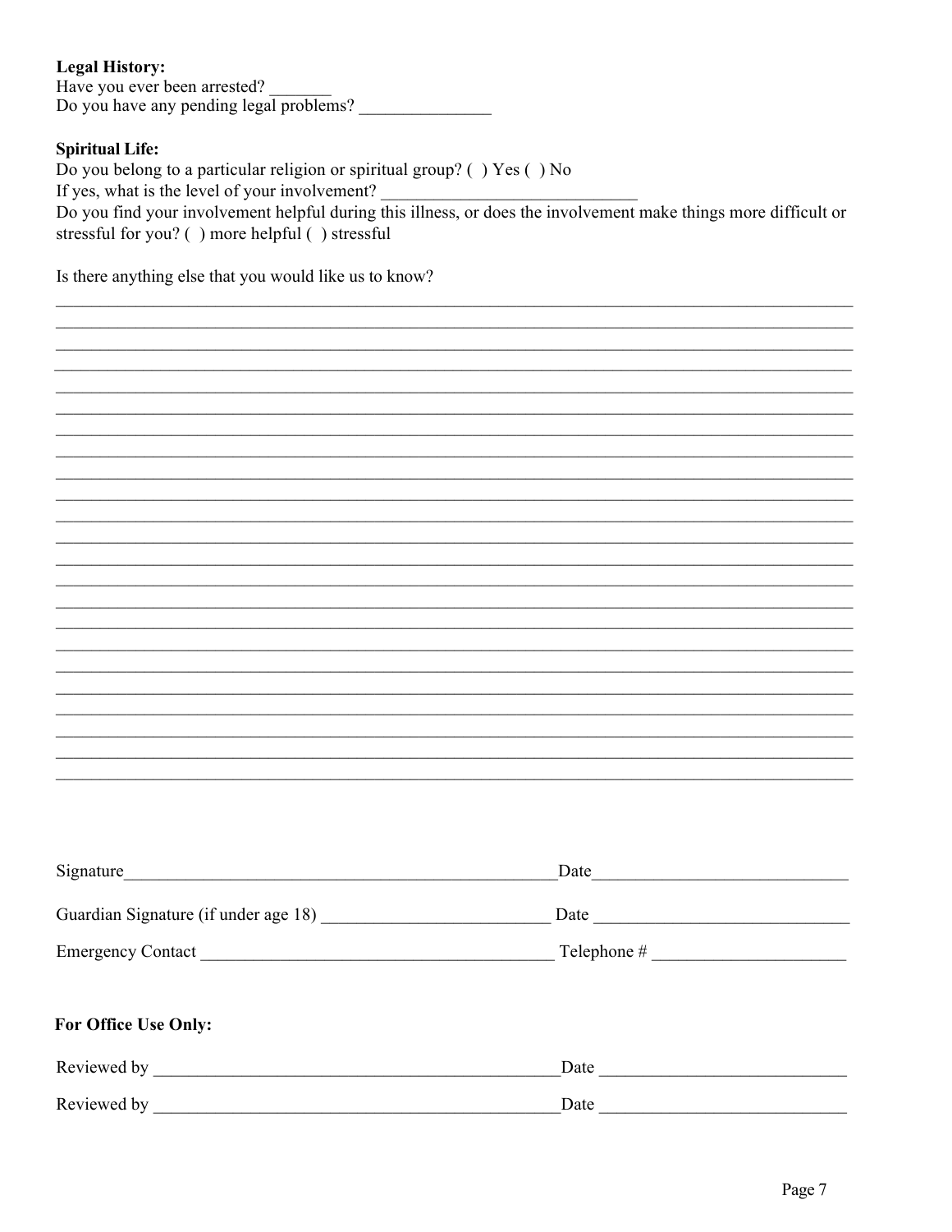**Legal History:**

Have you ever been arrested? _______

Do you have any pending legal problems? _______________

**Spiritual Life:**

Do you belong to a particular religion or spiritual group? ( ) Yes ( ) No

If yes, what is the level of your involvement? _____________________________

Do you find your involvement helpful during this illness, or does the involvement make things more difficult or stressful for you? ( ) more helpful ( ) stressful

Is there anything else that you would like us to know?

_____________________________________________________________________________________________

_____________________________________________________________________________________________

_____________________________________________________________________________________________

_____________________________________________________________________________________________

_____________________________________________________________________________________________

_____________________________________________________________________________________________

_____________________________________________________________________________________________

_____________________________________________________________________________________________

_____________________________________________________________________________________________

_____________________________________________________________________________________________

_____________________________________________________________________________________________

_____________________________________________________________________________________________

_____________________________________________________________________________________________

_____________________________________________________________________________________________

_____________________________________________________________________________________________

_____________________________________________________________________________________________

_____________________________________________________________________________________________

_____________________________________________________________________________________________

_____________________________________________________________________________________________

_____________________________________________________________________________________________

_____________________________________________________________________________________________

_____________________________________________________________________________________________

_____________________________________________________________________________________________

Signature_________________________________________________Date____________________________

Guardian Signature (if under age 18) _________________________ Date ____________________________

Emergency Contact _______________________________________ Telephone # _____________________

**For Office Use Only:**

Reviewed by ______________________________________________Date ___________________________

Reviewed by ______________________________________________Date ___________________________